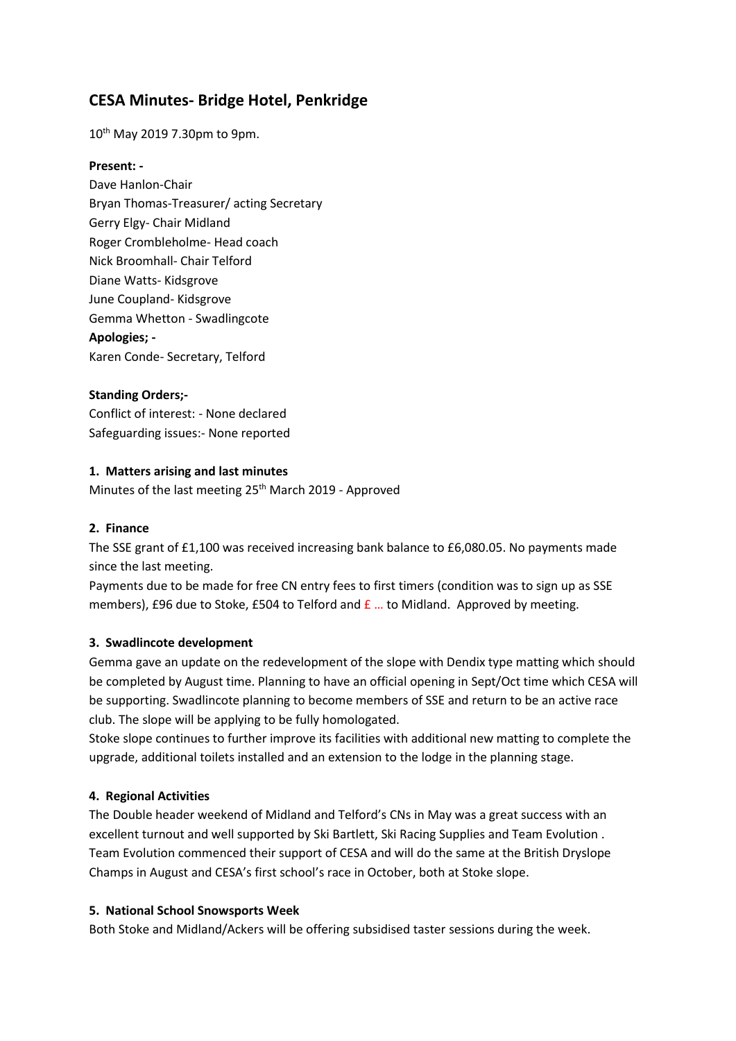# CESA Minutes- Bridge Hotel, Penkridge

10th May 2019 7.30pm to 9pm.

**Present: -**

Dave Hanlon-Chair
Bryan Thomas-Treasurer/ acting Secretary
Gerry Elgy- Chair Midland
Roger Crombleholme- Head coach
Nick Broomhall- Chair Telford
Diane Watts- Kidsgrove
June Coupland- Kidsgrove
Gemma Whetton - Swadlingcote

**Apologies; -**

Karen Conde- Secretary, Telford

**Standing Orders;-**

Conflict of interest: - None declared
Safeguarding issues:- None reported

## 1. Matters arising and last minutes

Minutes of the last meeting 25th March 2019 - Approved

## 2. Finance

The SSE grant of £1,100 was received increasing bank balance to £6,080.05. No payments made since the last meeting.

Payments due to be made for free CN entry fees to first timers (condition was to sign up as SSE members), £96 due to Stoke, £504 to Telford and £ … to Midland. Approved by meeting.

## 3. Swadlincote development

Gemma gave an update on the redevelopment of the slope with Dendix type matting which should be completed by August time. Planning to have an official opening in Sept/Oct time which CESA will be supporting. Swadlincote planning to become members of SSE and return to be an active race club. The slope will be applying to be fully homologated.

Stoke slope continues to further improve its facilities with additional new matting to complete the upgrade, additional toilets installed and an extension to the lodge in the planning stage.

## 4. Regional Activities

The Double header weekend of Midland and Telford's CNs in May was a great success with an excellent turnout and well supported by Ski Bartlett, Ski Racing Supplies and Team Evolution . Team Evolution commenced their support of CESA and will do the same at the British Dryslope Champs in August and CESA's first school's race in October, both at Stoke slope.

## 5. National School Snowsports Week

Both Stoke and Midland/Ackers will be offering subsidised taster sessions during the week.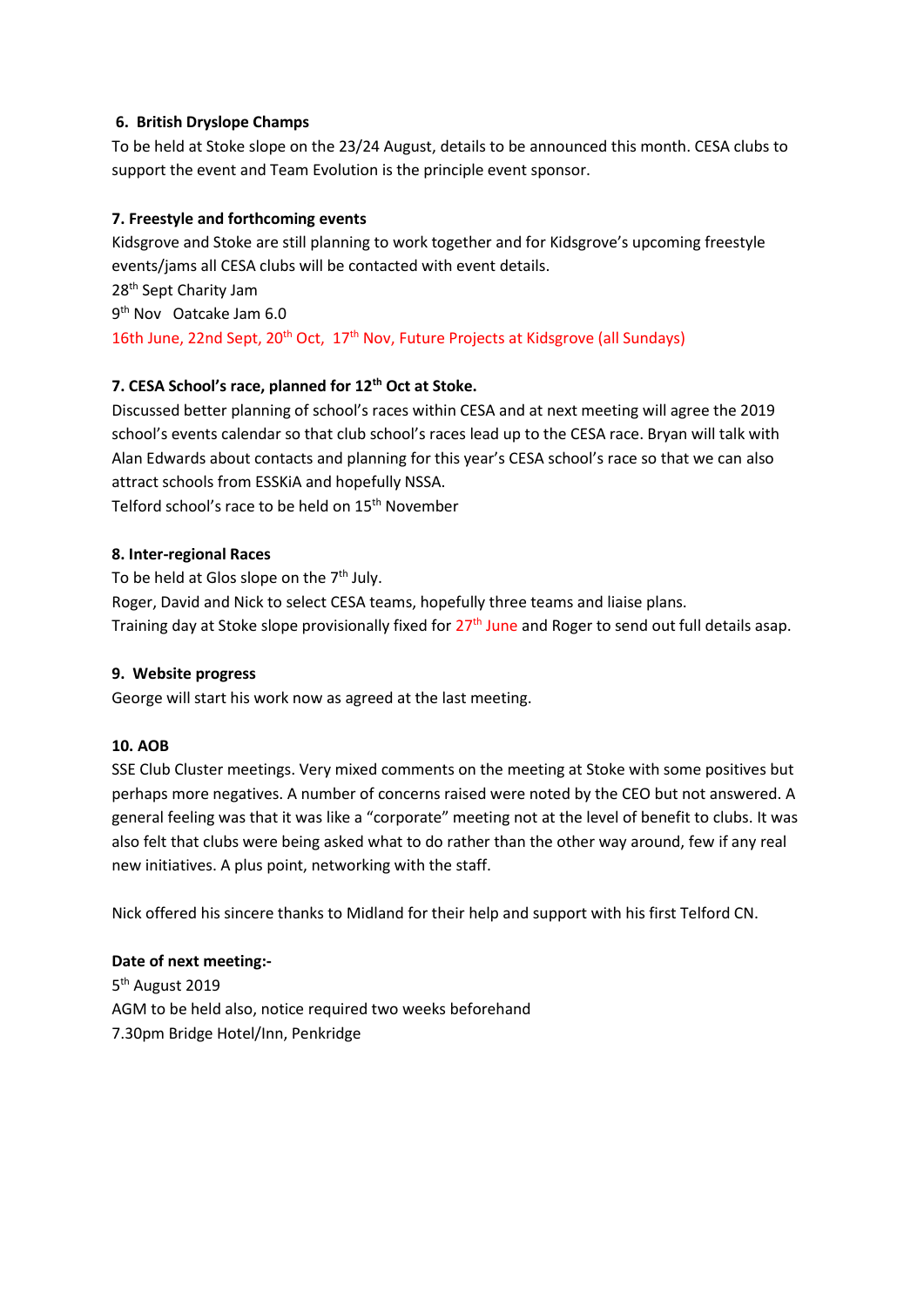### 6. British Dryslope Champs

To be held at Stoke slope on the 23/24 August, details to be announced this month. CESA clubs to support the event and Team Evolution is the principle event sponsor.

### 7. Freestyle and forthcoming events

Kidsgrove and Stoke are still planning to work together and for Kidsgrove's upcoming freestyle events/jams all CESA clubs will be contacted with event details.

28th Sept Charity Jam

9th Nov Oatcake Jam 6.0

16th June, 22nd Sept, 20th Oct, 17th Nov, Future Projects at Kidsgrove (all Sundays)

### 7. CESA School's race, planned for 12th Oct at Stoke.

Discussed better planning of school's races within CESA and at next meeting will agree the 2019 school's events calendar so that club school's races lead up to the CESA race. Bryan will talk with Alan Edwards about contacts and planning for this year's CESA school's race so that we can also attract schools from ESSKiA and hopefully NSSA.

Telford school's race to be held on 15th November

### 8. Inter-regional Races

To be held at Glos slope on the 7th July.

Roger, David and Nick to select CESA teams, hopefully three teams and liaise plans.

Training day at Stoke slope provisionally fixed for 27th June and Roger to send out full details asap.

### 9. Website progress

George will start his work now as agreed at the last meeting.

### 10. AOB

SSE Club Cluster meetings. Very mixed comments on the meeting at Stoke with some positives but perhaps more negatives. A number of concerns raised were noted by the CEO but not answered. A general feeling was that it was like a "corporate" meeting not at the level of benefit to clubs. It was also felt that clubs were being asked what to do rather than the other way around, few if any real new initiatives. A plus point, networking with the staff.

Nick offered his sincere thanks to Midland for their help and support with his first Telford CN.

**Date of next meeting:-**

5th August 2019

AGM to be held also, notice required two weeks beforehand

7.30pm Bridge Hotel/Inn, Penkridge